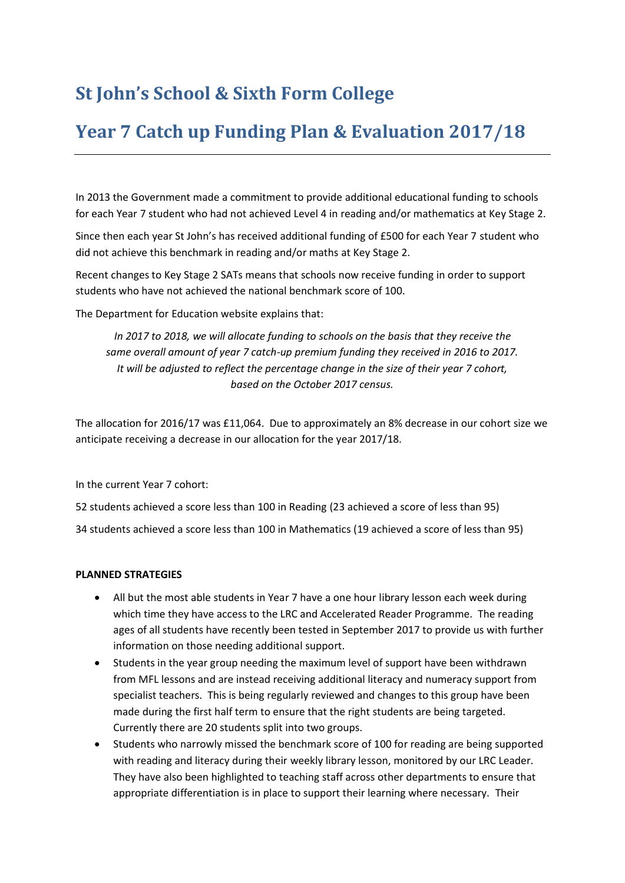# St John's School & Sixth Form College

# Year 7 Catch up Funding Plan & Evaluation 2017/18

---

In 2013 the Government made a commitment to provide additional educational funding to schools for each Year 7 student who had not achieved Level 4 in reading and/or mathematics at Key Stage 2.

Since then each year St John's has received additional funding of £500 for each Year 7 student who did not achieve this benchmark in reading and/or maths at Key Stage 2.

Recent changes to Key Stage 2 SATs means that schools now receive funding in order to support students who have not achieved the national benchmark score of 100.

The Department for Education website explains that:

> *In 2017 to 2018, we will allocate funding to schools on the basis that they receive the same overall amount of year 7 catch-up premium funding they received in 2016 to 2017. It will be adjusted to reflect the percentage change in the size of their year 7 cohort, based on the October 2017 census.*

The allocation for 2016/17 was £11,064. Due to approximately an 8% decrease in our cohort size we anticipate receiving a decrease in our allocation for the year 2017/18.

In the current Year 7 cohort:

52 students achieved a score less than 100 in Reading (23 achieved a score of less than 95)

34 students achieved a score less than 100 in Mathematics (19 achieved a score of less than 95)

**PLANNED STRATEGIES**

- All but the most able students in Year 7 have a one hour library lesson each week during which time they have access to the LRC and Accelerated Reader Programme. The reading ages of all students have recently been tested in September 2017 to provide us with further information on those needing additional support.
- Students in the year group needing the maximum level of support have been withdrawn from MFL lessons and are instead receiving additional literacy and numeracy support from specialist teachers. This is being regularly reviewed and changes to this group have been made during the first half term to ensure that the right students are being targeted. Currently there are 20 students split into two groups.
- Students who narrowly missed the benchmark score of 100 for reading are being supported with reading and literacy during their weekly library lesson, monitored by our LRC Leader. They have also been highlighted to teaching staff across other departments to ensure that appropriate differentiation is in place to support their learning where necessary. Their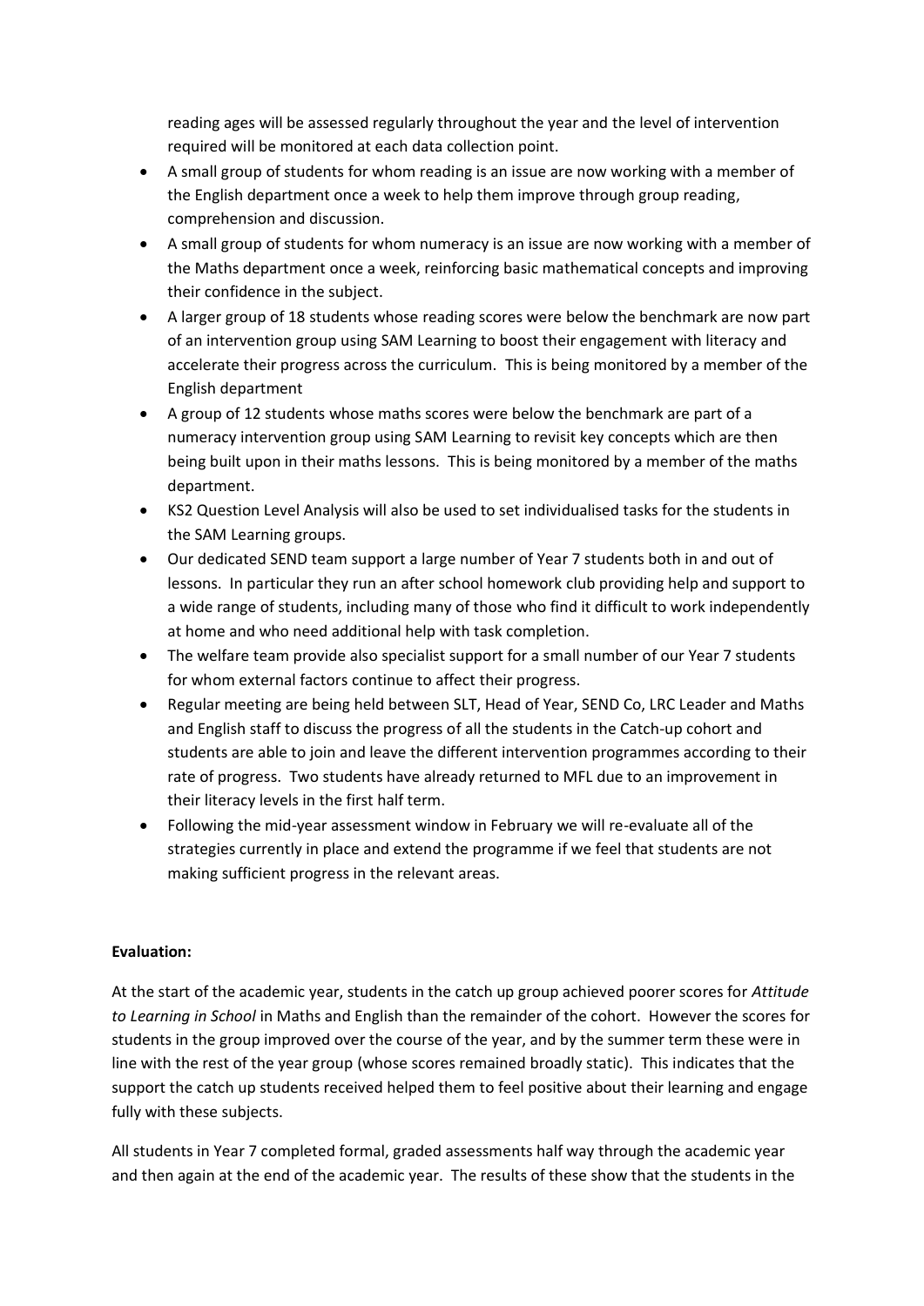reading ages will be assessed regularly throughout the year and the level of intervention required will be monitored at each data collection point.

- A small group of students for whom reading is an issue are now working with a member of the English department once a week to help them improve through group reading, comprehension and discussion.
- A small group of students for whom numeracy is an issue are now working with a member of the Maths department once a week, reinforcing basic mathematical concepts and improving their confidence in the subject.
- A larger group of 18 students whose reading scores were below the benchmark are now part of an intervention group using SAM Learning to boost their engagement with literacy and accelerate their progress across the curriculum. This is being monitored by a member of the English department
- A group of 12 students whose maths scores were below the benchmark are part of a numeracy intervention group using SAM Learning to revisit key concepts which are then being built upon in their maths lessons. This is being monitored by a member of the maths department.
- KS2 Question Level Analysis will also be used to set individualised tasks for the students in the SAM Learning groups.
- Our dedicated SEND team support a large number of Year 7 students both in and out of lessons. In particular they run an after school homework club providing help and support to a wide range of students, including many of those who find it difficult to work independently at home and who need additional help with task completion.
- The welfare team provide also specialist support for a small number of our Year 7 students for whom external factors continue to affect their progress.
- Regular meeting are being held between SLT, Head of Year, SEND Co, LRC Leader and Maths and English staff to discuss the progress of all the students in the Catch-up cohort and students are able to join and leave the different intervention programmes according to their rate of progress. Two students have already returned to MFL due to an improvement in their literacy levels in the first half term.
- Following the mid-year assessment window in February we will re-evaluate all of the strategies currently in place and extend the programme if we feel that students are not making sufficient progress in the relevant areas.

**Evaluation:**

At the start of the academic year, students in the catch up group achieved poorer scores for *Attitude to Learning in School* in Maths and English than the remainder of the cohort. However the scores for students in the group improved over the course of the year, and by the summer term these were in line with the rest of the year group (whose scores remained broadly static). This indicates that the support the catch up students received helped them to feel positive about their learning and engage fully with these subjects.

All students in Year 7 completed formal, graded assessments half way through the academic year and then again at the end of the academic year. The results of these show that the students in the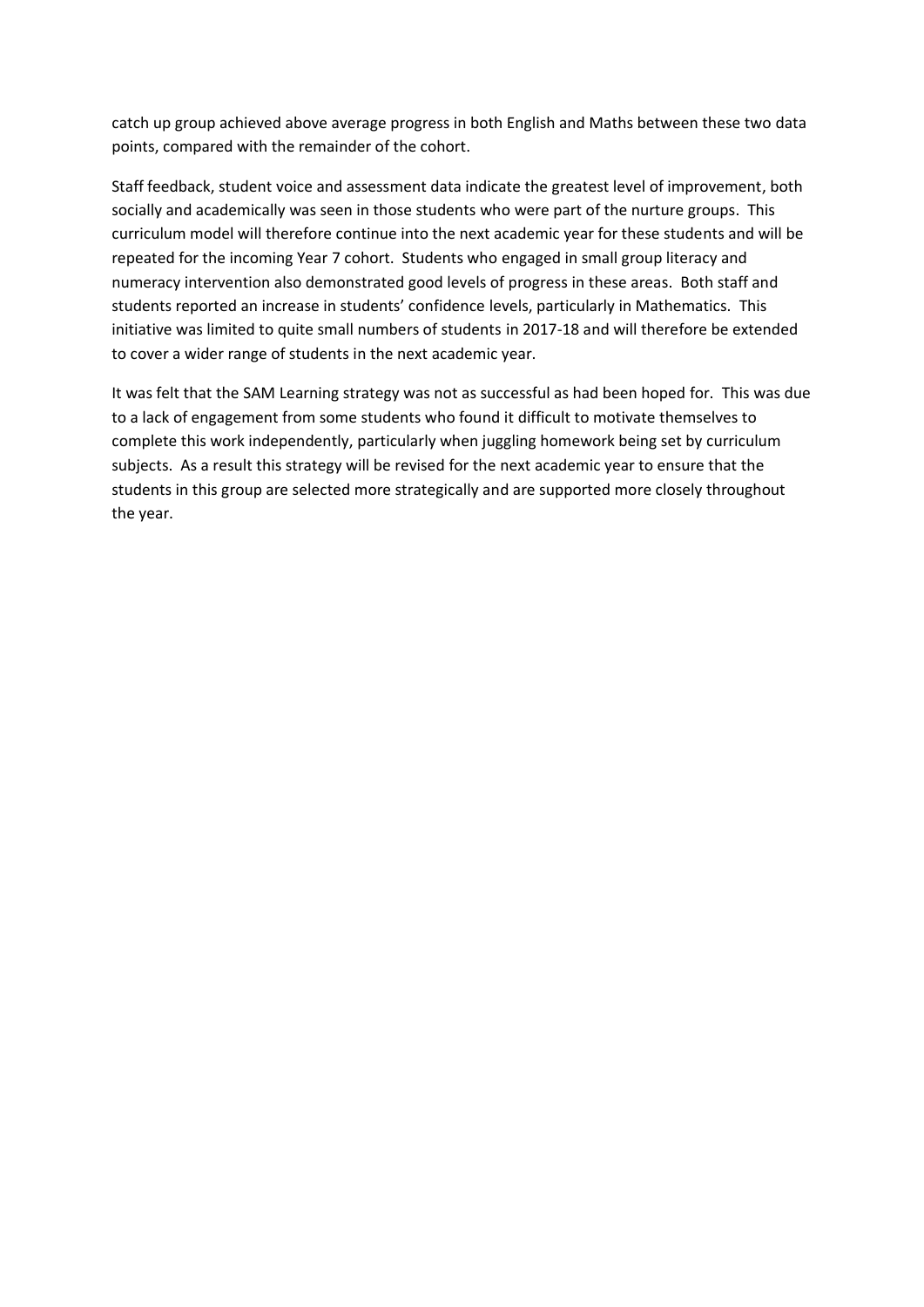catch up group achieved above average progress in both English and Maths between these two data points, compared with the remainder of the cohort.

Staff feedback, student voice and assessment data indicate the greatest level of improvement, both socially and academically was seen in those students who were part of the nurture groups. This curriculum model will therefore continue into the next academic year for these students and will be repeated for the incoming Year 7 cohort. Students who engaged in small group literacy and numeracy intervention also demonstrated good levels of progress in these areas. Both staff and students reported an increase in students' confidence levels, particularly in Mathematics. This initiative was limited to quite small numbers of students in 2017-18 and will therefore be extended to cover a wider range of students in the next academic year.

It was felt that the SAM Learning strategy was not as successful as had been hoped for. This was due to a lack of engagement from some students who found it difficult to motivate themselves to complete this work independently, particularly when juggling homework being set by curriculum subjects. As a result this strategy will be revised for the next academic year to ensure that the students in this group are selected more strategically and are supported more closely throughout the year.